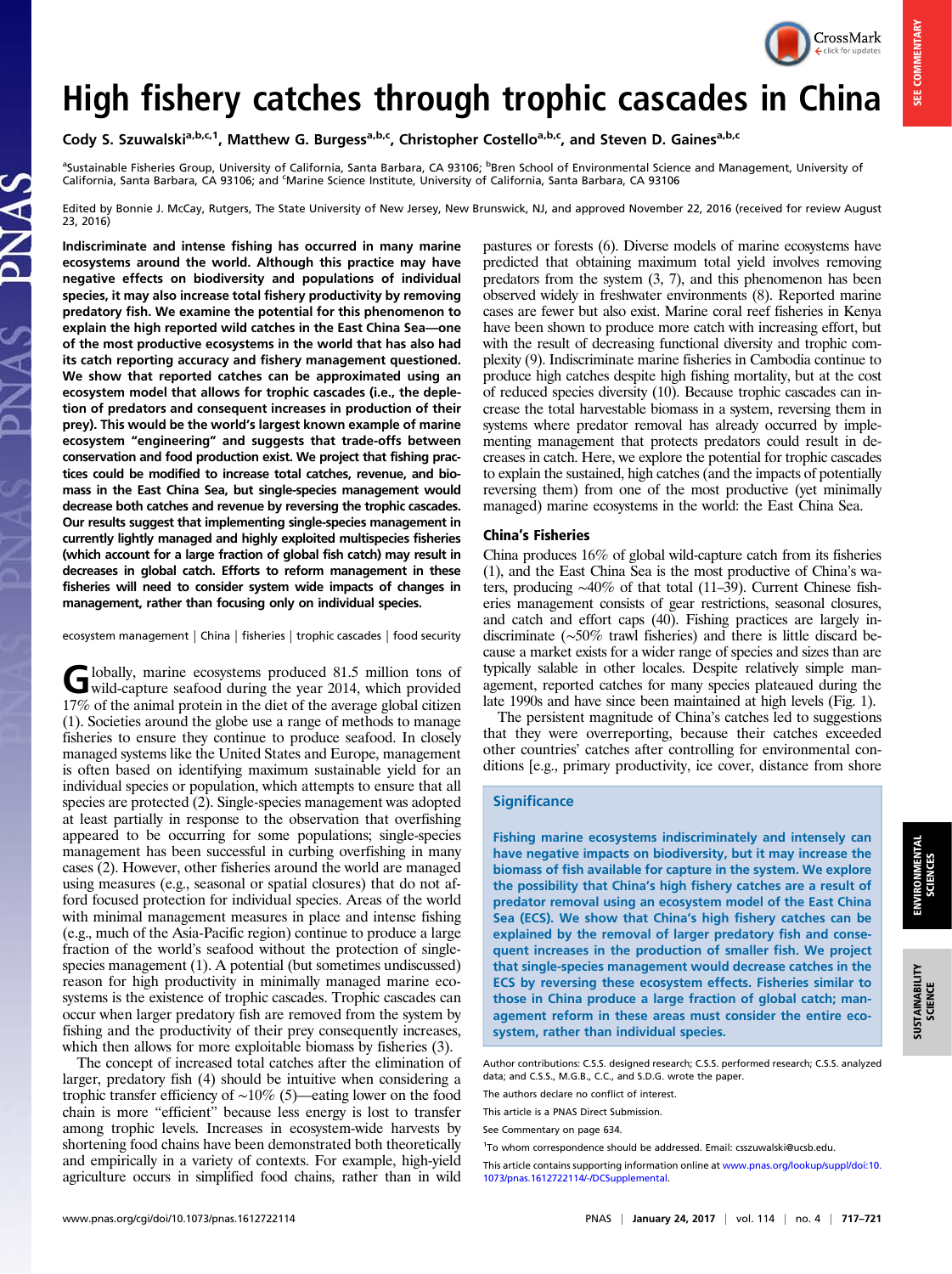# High fishery catches through trophic cascades in China

Cody S. Szuwalski[a,b,c,1], Matthew G. Burgess[a,b,c], Christopher Costello[a,b,c], and Steven D. Gaines[a,b,c]

[a]Sustainable Fisheries Group, University of California, Santa Barbara, CA 93106; [b]Bren School of Environmental Science and Management, University of California, Santa Barbara, CA 93106; and [c]Marine Science Institute, University of California, Santa Barbara, CA 93106

Edited by Bonnie J. McCay, Rutgers, The State University of New Jersey, New Brunswick, NJ, and approved November 22, 2016 (received for review August 23, 2016)

**Indiscriminate and intense fishing has occurred in many marine ecosystems around the world. Although this practice may have negative effects on biodiversity and populations of individual species, it may also increase total fishery productivity by removing predatory fish. We examine the potential for this phenomenon to explain the high reported wild catches in the East China Sea—one of the most productive ecosystems in the world that has also had its catch reporting accuracy and fishery management questioned. We show that reported catches can be approximated using an ecosystem model that allows for trophic cascades (i.e., the depletion of predators and consequent increases in production of their prey). This would be the world's largest known example of marine ecosystem "engineering" and suggests that trade-offs between conservation and food production exist. We project that fishing practices could be modified to increase total catches, revenue, and biomass in the East China Sea, but single-species management would decrease both catches and revenue by reversing the trophic cascades. Our results suggest that implementing single-species management in currently lightly managed and highly exploited multispecies fisheries (which account for a large fraction of global fish catch) may result in decreases in global catch. Efforts to reform management in these fisheries will need to consider system wide impacts of changes in management, rather than focusing only on individual species.**

ecosystem management | China | fisheries | trophic cascades | food security

Globally, marine ecosystems produced 81.5 million tons of wild-capture seafood during the year 2014, which provided 17% of the animal protein in the diet of the average global citizen (1). Societies around the globe use a range of methods to manage fisheries to ensure they continue to produce seafood. In closely managed systems like the United States and Europe, management is often based on identifying maximum sustainable yield for an individual species or population, which attempts to ensure that all species are protected (2). Single-species management was adopted at least partially in response to the observation that overfishing appeared to be occurring for some populations; single-species management has been successful in curbing overfishing in many cases (2). However, other fisheries around the world are managed using measures (e.g., seasonal or spatial closures) that do not afford focused protection for individual species. Areas of the world with minimal management measures in place and intense fishing (e.g., much of the Asia-Pacific region) continue to produce a large fraction of the world's seafood without the protection of single-species management (1). A potential (but sometimes undiscussed) reason for high productivity in minimally managed marine ecosystems is the existence of trophic cascades. Trophic cascades can occur when larger predatory fish are removed from the system by fishing and the productivity of their prey consequently increases, which then allows for more exploitable biomass by fisheries (3).

The concept of increased total catches after the elimination of larger, predatory fish (4) should be intuitive when considering a trophic transfer efficiency of ∼10% (5)—eating lower on the food chain is more "efficient" because less energy is lost to transfer among trophic levels. Increases in ecosystem-wide harvests by shortening food chains have been demonstrated both theoretically and empirically in a variety of contexts. For example, high-yield agriculture occurs in simplified food chains, rather than in wild pastures or forests (6). Diverse models of marine ecosystems have predicted that obtaining maximum total yield involves removing predators from the system (3, 7), and this phenomenon has been observed widely in freshwater environments (8). Reported marine cases are fewer but also exist. Marine coral reef fisheries in Kenya have been shown to produce more catch with increasing effort, but with the result of decreasing functional diversity and trophic complexity (9). Indiscriminate marine fisheries in Cambodia continue to produce high catches despite high fishing mortality, but at the cost of reduced species diversity (10). Because trophic cascades can increase the total harvestable biomass in a system, reversing them in systems where predator removal has already occurred by implementing management that protects predators could result in decreases in catch. Here, we explore the potential for trophic cascades to explain the sustained, high catches (and the impacts of potentially reversing them) from one of the most productive (yet minimally managed) marine ecosystems in the world: the East China Sea.

## China's Fisheries

China produces 16% of global wild-capture catch from its fisheries (1), and the East China Sea is the most productive of China's waters, producing ∼40% of that total (11–39). Current Chinese fisheries management consists of gear restrictions, seasonal closures, and catch and effort caps (40). Fishing practices are largely indiscriminate (∼50% trawl fisheries) and there is little discard because a market exists for a wider range of species and sizes than are typically salable in other locales. Despite relatively simple management, reported catches for many species plateaued during the late 1990s and have since been maintained at high levels (Fig. 1).

The persistent magnitude of China's catches led to suggestions that they were overreporting, because their catches exceeded other countries' catches after controlling for environmental conditions [e.g., primary productivity, ice cover, distance from shore

## Significance

Fishing marine ecosystems indiscriminately and intensely can have negative impacts on biodiversity, but it may increase the biomass of fish available for capture in the system. We explore the possibility that China's high fishery catches are a result of predator removal using an ecosystem model of the East China Sea (ECS). We show that China's high fishery catches can be explained by the removal of larger predatory fish and consequent increases in the production of smaller fish. We project that single-species management would decrease catches in the ECS by reversing these ecosystem effects. Fisheries similar to those in China produce a large fraction of global catch; management reform in these areas must consider the entire ecosystem, rather than individual species.

Author contributions: C.S.S. designed research; C.S.S. performed research; C.S.S. analyzed data; and C.S.S., M.G.B., C.C., and S.D.G. wrote the paper.

The authors declare no conflict of interest.

This article is a PNAS Direct Submission.

See Commentary on page 634.

[1]To whom correspondence should be addressed. Email: csszuwalski@ucsb.edu.

This article contains supporting information online at www.pnas.org/lookup/suppl/doi:10.1073/pnas.1612722114/-/DCSupplemental.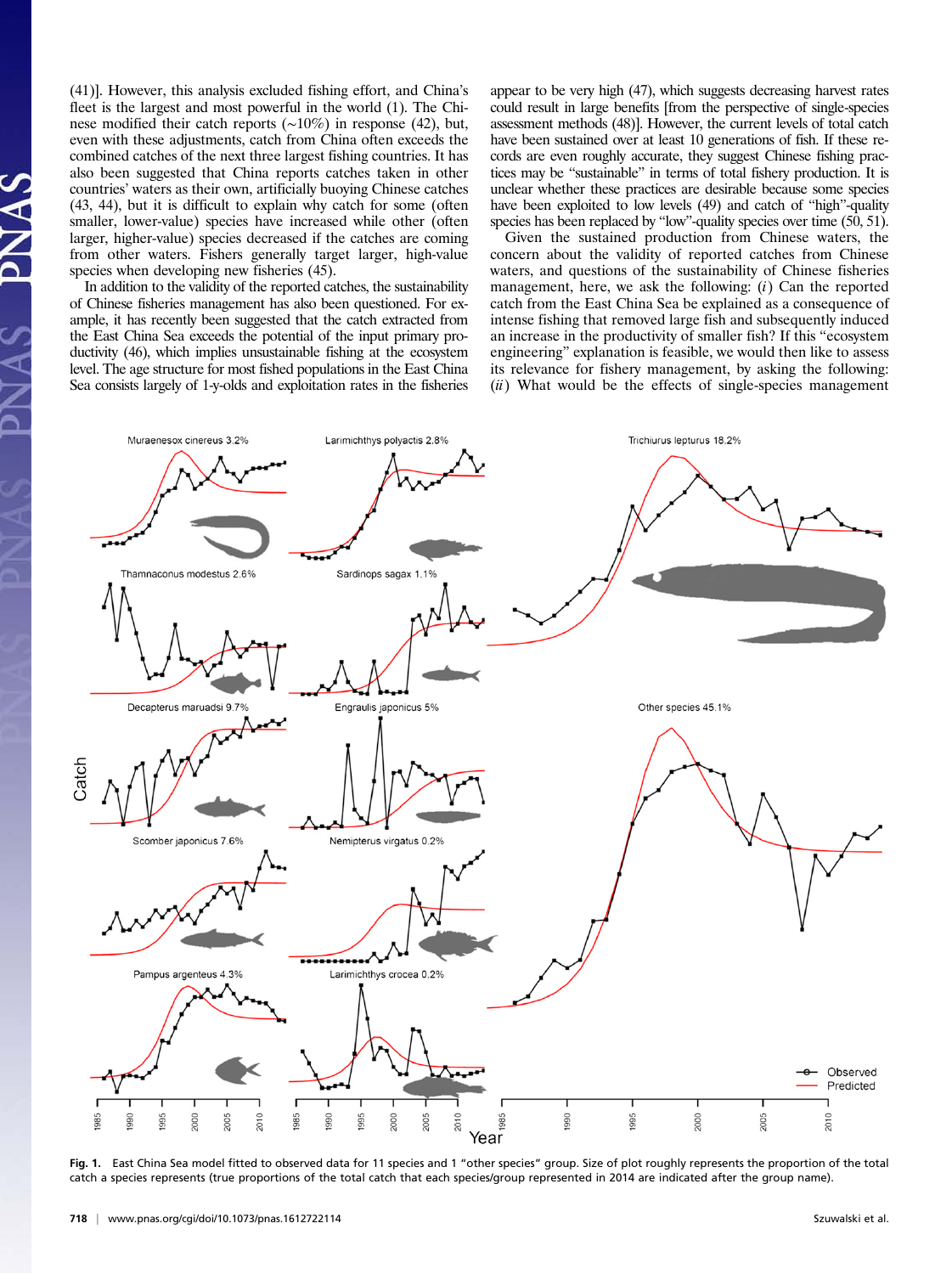(41)]. However, this analysis excluded fishing effort, and China's fleet is the largest and most powerful in the world (1). The Chinese modified their catch reports (~10%) in response (42), but, even with these adjustments, catch from China often exceeds the combined catches of the next three largest fishing countries. It has also been suggested that China reports catches taken in other countries' waters as their own, artificially buoying Chinese catches (43, 44), but it is difficult to explain why catch for some (often smaller, lower-value) species have increased while other (often larger, higher-value) species decreased if the catches are coming from other waters. Fishers generally target larger, high-value species when developing new fisheries (45).

In addition to the validity of the reported catches, the sustainability of Chinese fisheries management has also been questioned. For example, it has recently been suggested that the catch extracted from the East China Sea exceeds the potential of the input primary productivity (46), which implies unsustainable fishing at the ecosystem level. The age structure for most fished populations in the East China Sea consists largely of 1-y-olds and exploitation rates in the fisheries appear to be very high (47), which suggests decreasing harvest rates could result in large benefits [from the perspective of single-species assessment methods (48)]. However, the current levels of total catch have been sustained over at least 10 generations of fish. If these records are even roughly accurate, they suggest Chinese fishing practices may be "sustainable" in terms of total fishery production. It is unclear whether these practices are desirable because some species have been exploited to low levels (49) and catch of "high"-quality species has been replaced by "low"-quality species over time (50, 51).

Given the sustained production from Chinese waters, the concern about the validity of reported catches from Chinese waters, and questions of the sustainability of Chinese fisheries management, here, we ask the following: (*i*) Can the reported catch from the East China Sea be explained as a consequence of intense fishing that removed large fish and subsequently induced an increase in the productivity of smaller fish? If this "ecosystem engineering" explanation is feasible, we would then like to assess its relevance for fishery management, by asking the following: (*ii*) What would be the effects of single-species management

**Fig. 1.** East China Sea model fitted to observed data for 11 species and 1 "other species" group. Size of plot roughly represents the proportion of the total catch a species represents (true proportions of the total catch that each species/group represented in 2014 are indicated after the group name).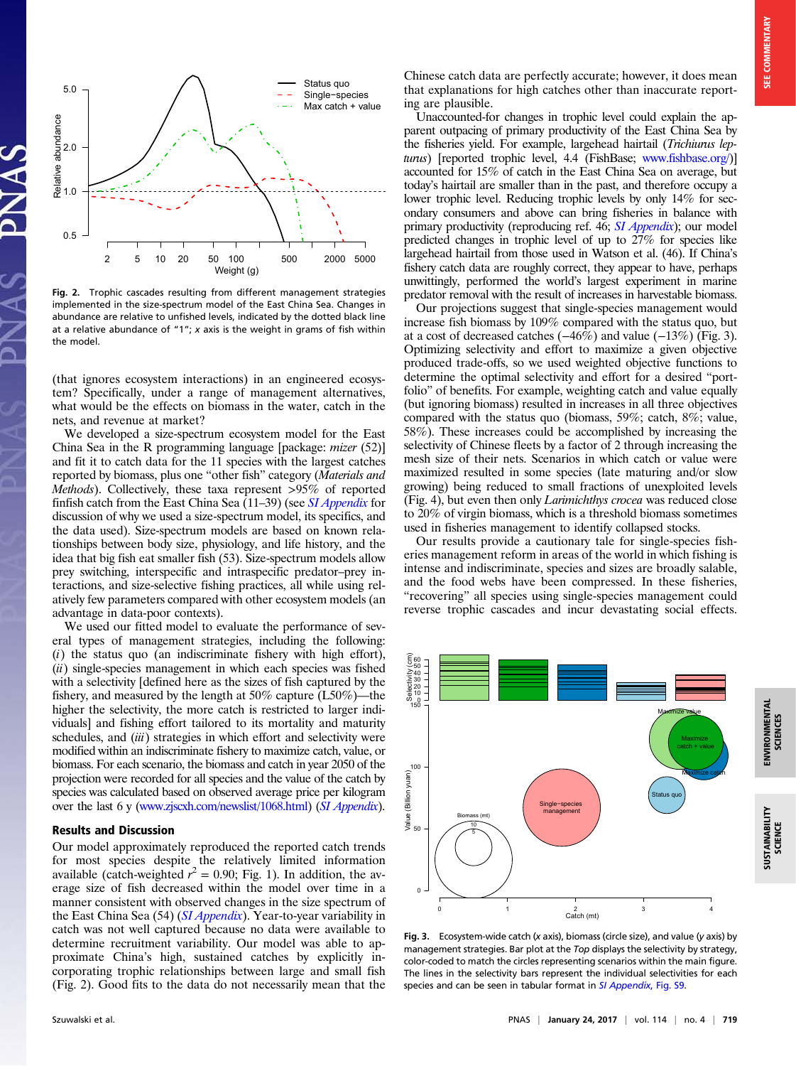Fig. 2. Trophic cascades resulting from different management strategies implemented in the size-spectrum model of the East China Sea. Changes in abundance are relative to unfished levels, indicated by the dotted black line at a relative abundance of "1"; *x* axis is the weight in grams of fish within the model.

(that ignores ecosystem interactions) in an engineered ecosystem? Specifically, under a range of management alternatives, what would be the effects on biomass in the water, catch in the nets, and revenue at market?

We developed a size-spectrum ecosystem model for the East China Sea in the R programming language [package: *mizer* (52)] and fit it to catch data for the 11 species with the largest catches reported by biomass, plus one "other fish" category (*Materials and Methods*). Collectively, these taxa represent >95% of reported finfish catch from the East China Sea (11–39) (see *SI Appendix* for discussion of why we used a size-spectrum model, its specifics, and the data used). Size-spectrum models are based on known relationships between body size, physiology, and life history, and the idea that big fish eat smaller fish (53). Size-spectrum models allow prey switching, interspecific and intraspecific predator–prey interactions, and size-selective fishing practices, all while using relatively few parameters compared with other ecosystem models (an advantage in data-poor contexts).

We used our fitted model to evaluate the performance of several types of management strategies, including the following: (*i*) the status quo (an indiscriminate fishery with high effort), (*ii*) single-species management in which each species was fished with a selectivity [defined here as the sizes of fish captured by the fishery, and measured by the length at 50% capture (L50%)—the higher the selectivity, the more catch is restricted to larger individuals] and fishing effort tailored to its mortality and maturity schedules, and (*iii*) strategies in which effort and selectivity were modified within an indiscriminate fishery to maximize catch, value, or biomass. For each scenario, the biomass and catch in year 2050 of the projection were recorded for all species and the value of the catch by species was calculated based on observed average price per kilogram over the last 6 y (www.zjscxh.com/newslist/1068.html) (*SI Appendix*).

## Results and Discussion

Our model approximately reproduced the reported catch trends for most species despite the relatively limited information available (catch-weighted $r^2 = 0.90$; Fig. 1). In addition, the average size of fish decreased within the model over time in a manner consistent with observed changes in the size spectrum of the East China Sea (54) (*SI Appendix*). Year-to-year variability in catch was not well captured because no data were available to determine recruitment variability. Our model was able to approximate China's high, sustained catches by explicitly incorporating trophic relationships between large and small fish (Fig. 2). Good fits to the data do not necessarily mean that the Chinese catch data are perfectly accurate; however, it does mean that explanations for high catches other than inaccurate reporting are plausible.

Unaccounted-for changes in trophic level could explain the apparent outpacing of primary productivity of the East China Sea by the fisheries yield. For example, largehead hairtail (*Trichiurus lepturus*) [reported trophic level, 4.4 (FishBase; www.fishbase.org/)] accounted for 15% of catch in the East China Sea on average, but today's hairtail are smaller than in the past, and therefore occupy a lower trophic level. Reducing trophic levels by only 14% for secondary consumers and above can bring fisheries in balance with primary productivity (reproducing ref. 46; *SI Appendix*); our model predicted changes in trophic level of up to 27% for species like largehead hairtail from those used in Watson et al. (46). If China's fishery catch data are roughly correct, they appear to have, perhaps unwittingly, performed the world's largest experiment in marine predator removal with the result of increases in harvestable biomass.

Our projections suggest that single-species management would increase fish biomass by 109% compared with the status quo, but at a cost of decreased catches (−46%) and value (−13%) (Fig. 3). Optimizing selectivity and effort to maximize a given objective produced trade-offs, so we used weighted objective functions to determine the optimal selectivity and effort for a desired "portfolio" of benefits. For example, weighting catch and value equally (but ignoring biomass) resulted in increases in all three objectives compared with the status quo (biomass, 59%; catch, 8%; value, 58%). These increases could be accomplished by increasing the selectivity of Chinese fleets by a factor of 2 through increasing the mesh size of their nets. Scenarios in which catch or value were maximized resulted in some species (late maturing and/or slow growing) being reduced to small fractions of unexploited levels (Fig. 4), but even then only *Larimichthys crocea* was reduced close to 20% of virgin biomass, which is a threshold biomass sometimes used in fisheries management to identify collapsed stocks.

Our results provide a cautionary tale for single-species fisheries management reform in areas of the world in which fishing is intense and indiscriminate, species and sizes are broadly salable, and the food webs have been compressed. In these fisheries, "recovering" all species using single-species management could reverse trophic cascades and incur devastating social effects.

Fig. 3. Ecosystem-wide catch (*x* axis), biomass (circle size), and value (*y* axis) by management strategies. Bar plot at the *Top* displays the selectivity by strategy, color-coded to match the circles representing scenarios within the main figure. The lines in the selectivity bars represent the individual selectivities for each species and can be seen in tabular format in *SI Appendix*, Fig. S9.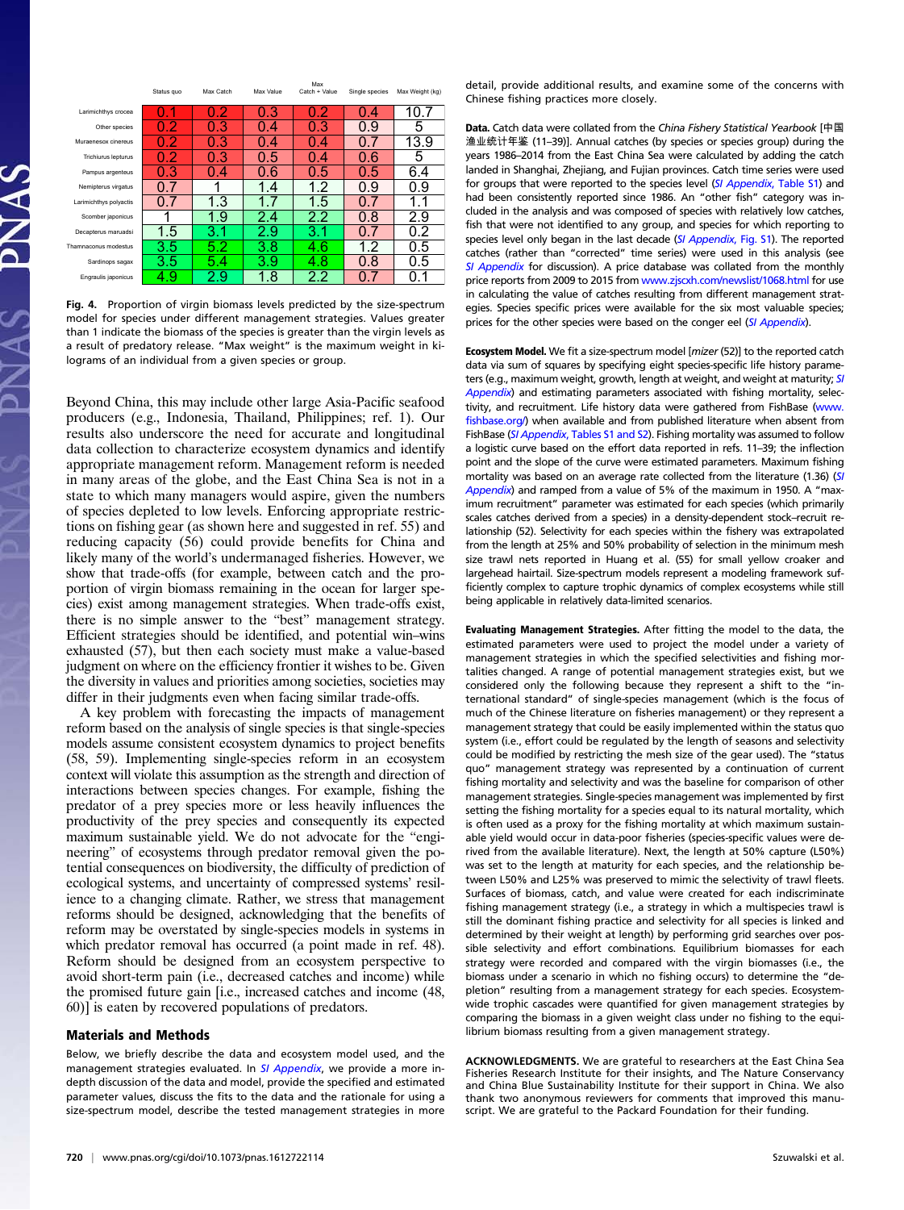| | Status quo | Max Catch | Max Value | Max Catch + Value | Single species | Max Weight (kg) |
|---|---|---|---|---|---|---|
| Larimichthys crocea | 0.1 | 0.2 | 0.3 | 0.2 | 0.4 | 10.7 |
| Other species | 0.2 | 0.3 | 0.4 | 0.3 | 0.9 | 5 |
| Muraenesox cinereus | 0.2 | 0.3 | 0.4 | 0.4 | 0.7 | 13.9 |
| Trichiurus lepturus | 0.2 | 0.3 | 0.5 | 0.4 | 0.6 | 5 |
| Pampus argenteus | 0.3 | 0.4 | 0.6 | 0.5 | 0.5 | 6.4 |
| Nemipterus virgatus | 0.7 | 1 | 1.4 | 1.2 | 0.9 | 0.9 |
| Larimichthys polyactis | 0.7 | 1.3 | 1.7 | 1.5 | 0.7 | 1.1 |
| Scomber japonicus | 1 | 1.9 | 2.4 | 2.2 | 0.8 | 2.9 |
| Decapterus maruadsi | 1.5 | 3.1 | 2.9 | 3.1 | 0.7 | 0.2 |
| Thamnaconus modestus | 3.5 | 5.2 | 3.8 | 4.6 | 1.2 | 0.5 |
| Sardinops sagax | 3.5 | 5.4 | 3.9 | 4.8 | 0.8 | 0.5 |
| Engraulis japonicus | 4.9 | 2.9 | 1.8 | 2.2 | 0.7 | 0.1 |

**Fig. 4.** Proportion of virgin biomass levels predicted by the size-spectrum model for species under different management strategies. Values greater than 1 indicate the biomass of the species is greater than the virgin levels as a result of predatory release. "Max weight" is the maximum weight in kilograms of an individual from a given species or group.

Beyond China, this may include other large Asia-Pacific seafood producers (e.g., Indonesia, Thailand, Philippines; ref. 1). Our results also underscore the need for accurate and longitudinal data collection to characterize ecosystem dynamics and identify appropriate management reform. Management reform is needed in many areas of the globe, and the East China Sea is not in a state to which many managers would aspire, given the numbers of species depleted to low levels. Enforcing appropriate restrictions on fishing gear (as shown here and suggested in ref. 55) and reducing capacity (56) could provide benefits for China and likely many of the world's undermanaged fisheries. However, we show that trade-offs (for example, between catch and the proportion of virgin biomass remaining in the ocean for larger species) exist among management strategies. When trade-offs exist, there is no simple answer to the "best" management strategy. Efficient strategies should be identified, and potential win–wins exhausted (57), but then each society must make a value-based judgment on where on the efficiency frontier it wishes to be. Given the diversity in values and priorities among societies, societies may differ in their judgments even when facing similar trade-offs.

A key problem with forecasting the impacts of management reform based on the analysis of single species is that single-species models assume consistent ecosystem dynamics to project benefits (58, 59). Implementing single-species reform in an ecosystem context will violate this assumption as the strength and direction of interactions between species changes. For example, fishing the predator of a prey species more or less heavily influences the productivity of the prey species and consequently its expected maximum sustainable yield. We do not advocate for the "engineering" of ecosystems through predator removal given the potential consequences on biodiversity, the difficulty of prediction of ecological systems, and uncertainty of compressed systems' resilience to a changing climate. Rather, we stress that management reforms should be designed, acknowledging that the benefits of reform may be overstated by single-species models in systems in which predator removal has occurred (a point made in ref. 48). Reform should be designed from an ecosystem perspective to avoid short-term pain (i.e., decreased catches and income) while the promised future gain [i.e., increased catches and income (48, 60)] is eaten by recovered populations of predators.

## Materials and Methods

Below, we briefly describe the data and ecosystem model used, and the management strategies evaluated. In *SI Appendix*, we provide a more in-depth discussion of the data and model, provide the specified and estimated parameter values, discuss the fits to the data and the rationale for using a size-spectrum model, describe the tested management strategies in more detail, provide additional results, and examine some of the concerns with Chinese fishing practices more closely.

**Data.** Catch data were collated from the *China Fishery Statistical Yearbook* [中国渔业统计年鉴 (11–39)]. Annual catches (by species or species group) during the years 1986–2014 from the East China Sea were calculated by adding the catch landed in Shanghai, Zhejiang, and Fujian provinces. Catch time series were used for young species that were reported to the species level (*SI Appendix*, Table S1) and had been consistently reported since 1986. An "other fish" category was included in the analysis and was composed of species with relatively low catches, fish that were not identified to any group, and species for which reporting to species level only began in the last decade (*SI Appendix*, Fig. S1). The reported catches (rather than "corrected" time series) were used in this analysis (see *SI Appendix* for discussion). A price database was collated from the monthly price reports from 2009 to 2015 from www.zjscxh.com/newslist/1068.html for use in calculating the value of catches resulting from different management strategies. Species specific prices were available for the six most valuable species; prices for the other species were based on the conger eel (*SI Appendix*).

**Ecosystem Model.** We fit a size-spectrum model [*mizer* (52)] to the reported catch data via sum of squares by specifying eight species-specific life history parameters (e.g., maximum weight, growth, length at weight, and weight at maturity; *SI Appendix*) and estimating parameters associated with fishing mortality, selectivity, and recruitment. Life history data were gathered from FishBase (www.fishbase.org/) when available and from published literature when absent from FishBase (*SI Appendix*, Tables S1 and S2). Fishing mortality was assumed to follow a logistic curve based on the effort data reported in refs. 11–39; the inflection point and the slope of the curve were estimated parameters. Maximum fishing mortality was based on an average rate collected from the literature (1.36) (*SI Appendix*) and ramped from a value of 5% of the maximum in 1950. A "maximum recruitment" parameter was estimated for each species (which primarily scales catches derived from a species) in a density-dependent stock–recruit relationship (52). Selectivity for each species within the fishery was extrapolated from the length at 25% and 50% probability of selection in the minimum mesh size trawl nets reported in Huang et al. (55) for small yellow croaker and largehead hairtail. Size-spectrum models represent a modeling framework sufficiently complex to capture trophic dynamics of complex ecosystems while still being applicable in relatively data-limited scenarios.

**Evaluating Management Strategies.** After fitting the model to the data, the estimated parameters were used to project the model under a variety of management strategies in which the specified selectivities and fishing mortalities changed. A range of potential management strategies exist, but we considered only the following because they represent a shift to the "international standard" of single-species management (which is the focus of much of the Chinese literature on fisheries management) or they represent a management strategy that could be easily implemented within the status quo system (i.e., effort could be regulated by the length of seasons and selectivity could be modified by restricting the mesh size of the gear used). The "status quo" management strategy was represented by a continuation of current fishing mortality and selectivity and was the baseline for comparison of other management strategies. Single-species management was implemented by first setting the fishing mortality for a species equal to its natural mortality, which is often used as a proxy for the fishing mortality at which maximum sustainable yield would occur in data-poor fisheries (species-specific values were derived from the available literature). Next, the length at 50% capture (L50%) was set to the length at maturity for each species, and the relationship between L50% and L25% was preserved to mimic the selectivity of trawl fleets. Surfaces of biomass, catch, and value were created for each indiscriminate fishing management strategy (i.e., a strategy in which a multispecies trawl is still the dominant fishing practice and selectivity for all species is linked and determined by their weight at length) by performing grid searches over possible selectivity and effort combinations. Equilibrium biomasses for each strategy were recorded and compared with the virgin biomasses (i.e., the biomass under a scenario in which no fishing occurs) to determine the "depletion" resulting from a management strategy for each species. Ecosystem-wide trophic cascades were quantified for given management strategies by comparing the biomass in a given weight class under no fishing to the equilibrium biomass resulting from a given management strategy.

**ACKNOWLEDGMENTS.** We are grateful to researchers at the East China Sea Fisheries Research Institute for their insights, and The Nature Conservancy and China Blue Sustainability Institute for their support in China. We also thank two anonymous reviewers for comments that improved this manuscript. We are grateful to the Packard Foundation for their funding.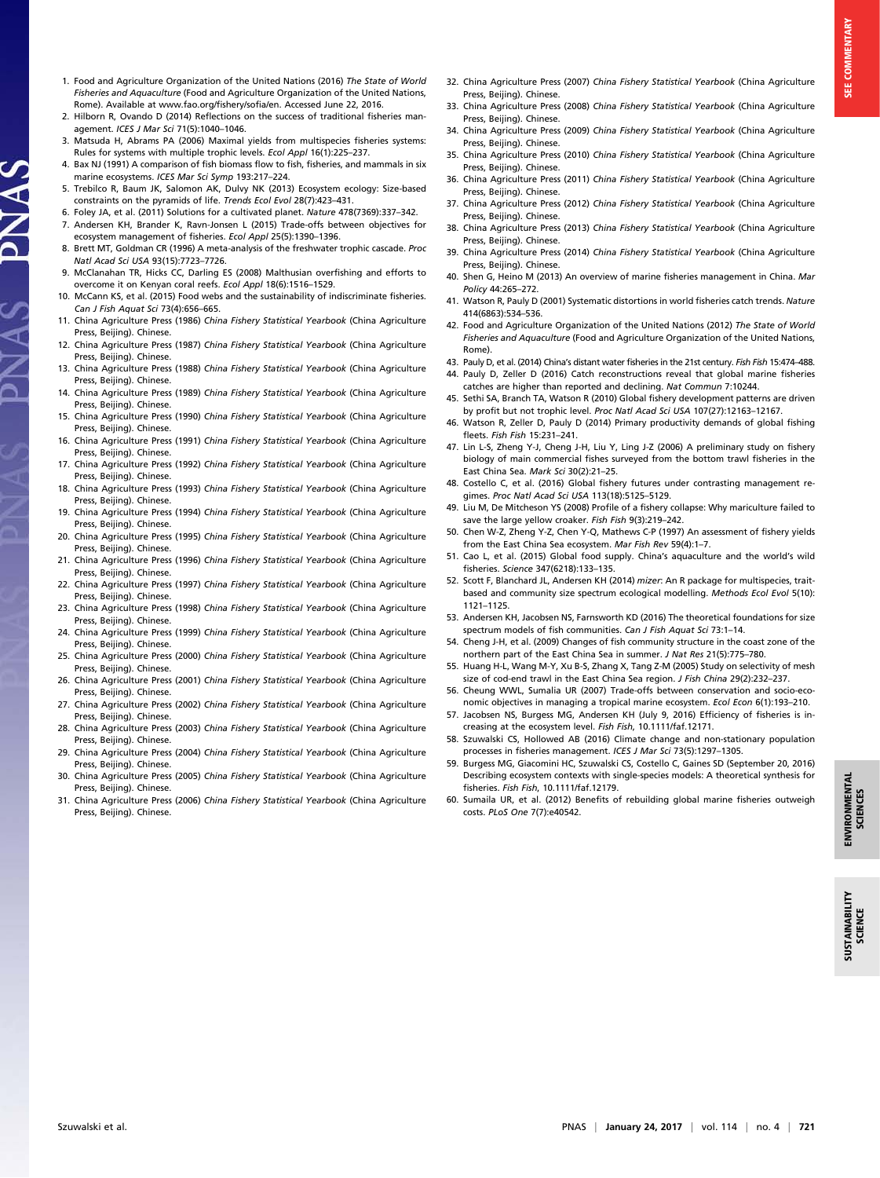1. Food and Agriculture Organization of the United Nations (2016) *The State of World Fisheries and Aquaculture* (Food and Agriculture Organization of the United Nations, Rome). Available at www.fao.org/fishery/sofia/en. Accessed June 22, 2016.
2. Hilborn R, Ovando D (2014) Reflections on the success of traditional fisheries management. *ICES J Mar Sci* 71(5):1040–1046.
3. Matsuda H, Abrams PA (2006) Maximal yields from multispecies fisheries systems: Rules for systems with multiple trophic levels. *Ecol Appl* 16(1):225–237.
4. Bax NJ (1991) A comparison of fish biomass flow to fish, fisheries, and mammals in six marine ecosystems. *ICES Mar Sci Symp* 193:217–224.
5. Trebilco R, Baum JK, Salomon AK, Dulvy NK (2013) Ecosystem ecology: Size-based constraints on the pyramids of life. *Trends Ecol Evol* 28(7):423–431.
6. Foley JA, et al. (2011) Solutions for a cultivated planet. *Nature* 478(7369):337–342.
7. Andersen KH, Brander K, Ravn-Jonsen L (2015) Trade-offs between objectives for ecosystem management of fisheries. *Ecol Appl* 25(5):1390–1396.
8. Brett MT, Goldman CR (1996) A meta-analysis of the freshwater trophic cascade. *Proc Natl Acad Sci USA* 93(15):7723–7726.
9. McClanahan TR, Hicks CC, Darling ES (2008) Malthusian overfishing and efforts to overcome it on Kenyan coral reefs. *Ecol Appl* 18(6):1516–1529.
10. McCann KS, et al. (2015) Food webs and the sustainability of indiscriminate fisheries. *Can J Fish Aquat Sci* 73(4):656–665.
11. China Agriculture Press (1986) *China Fishery Statistical Yearbook* (China Agriculture Press, Beijing). Chinese.
12. China Agriculture Press (1987) *China Fishery Statistical Yearbook* (China Agriculture Press, Beijing). Chinese.
13. China Agriculture Press (1988) *China Fishery Statistical Yearbook* (China Agriculture Press, Beijing). Chinese.
14. China Agriculture Press (1989) *China Fishery Statistical Yearbook* (China Agriculture Press, Beijing). Chinese.
15. China Agriculture Press (1990) *China Fishery Statistical Yearbook* (China Agriculture Press, Beijing). Chinese.
16. China Agriculture Press (1991) *China Fishery Statistical Yearbook* (China Agriculture Press, Beijing). Chinese.
17. China Agriculture Press (1992) *China Fishery Statistical Yearbook* (China Agriculture Press, Beijing). Chinese.
18. China Agriculture Press (1993) *China Fishery Statistical Yearbook* (China Agriculture Press, Beijing). Chinese.
19. China Agriculture Press (1994) *China Fishery Statistical Yearbook* (China Agriculture Press, Beijing). Chinese.
20. China Agriculture Press (1995) *China Fishery Statistical Yearbook* (China Agriculture Press, Beijing). Chinese.
21. China Agriculture Press (1996) *China Fishery Statistical Yearbook* (China Agriculture Press, Beijing). Chinese.
22. China Agriculture Press (1997) *China Fishery Statistical Yearbook* (China Agriculture Press, Beijing). Chinese.
23. China Agriculture Press (1998) *China Fishery Statistical Yearbook* (China Agriculture Press, Beijing). Chinese.
24. China Agriculture Press (1999) *China Fishery Statistical Yearbook* (China Agriculture Press, Beijing). Chinese.
25. China Agriculture Press (2000) *China Fishery Statistical Yearbook* (China Agriculture Press, Beijing). Chinese.
26. China Agriculture Press (2001) *China Fishery Statistical Yearbook* (China Agriculture Press, Beijing). Chinese.
27. China Agriculture Press (2002) *China Fishery Statistical Yearbook* (China Agriculture Press, Beijing). Chinese.
28. China Agriculture Press (2003) *China Fishery Statistical Yearbook* (China Agriculture Press, Beijing). Chinese.
29. China Agriculture Press (2004) *China Fishery Statistical Yearbook* (China Agriculture Press, Beijing). Chinese.
30. China Agriculture Press (2005) *China Fishery Statistical Yearbook* (China Agriculture Press, Beijing). Chinese.
31. China Agriculture Press (2006) *China Fishery Statistical Yearbook* (China Agriculture Press, Beijing). Chinese.
32. China Agriculture Press (2007) *China Fishery Statistical Yearbook* (China Agriculture Press, Beijing). Chinese.
33. China Agriculture Press (2008) *China Fishery Statistical Yearbook* (China Agriculture Press, Beijing). Chinese.
34. China Agriculture Press (2009) *China Fishery Statistical Yearbook* (China Agriculture Press, Beijing). Chinese.
35. China Agriculture Press (2010) *China Fishery Statistical Yearbook* (China Agriculture Press, Beijing). Chinese.
36. China Agriculture Press (2011) *China Fishery Statistical Yearbook* (China Agriculture Press, Beijing). Chinese.
37. China Agriculture Press (2012) *China Fishery Statistical Yearbook* (China Agriculture Press, Beijing). Chinese.
38. China Agriculture Press (2013) *China Fishery Statistical Yearbook* (China Agriculture Press, Beijing). Chinese.
39. China Agriculture Press (2014) *China Fishery Statistical Yearbook* (China Agriculture Press, Beijing). Chinese.
40. Shen G, Heino M (2013) An overview of marine fisheries management in China. *Mar Policy* 44:265–272.
41. Watson R, Pauly D (2001) Systematic distortions in world fisheries catch trends. *Nature* 414(6863):534–536.
42. Food and Agriculture Organization of the United Nations (2012) *The State of World Fisheries and Aquaculture* (Food and Agriculture Organization of the United Nations, Rome).
43. Pauly D, et al. (2014) China's distant water fisheries in the 21st century. *Fish Fish* 15:474–488.
44. Pauly D, Zeller D (2016) Catch reconstructions reveal that global marine fisheries catches are higher than reported and declining. *Nat Commun* 7:10244.
45. Sethi SA, Branch TA, Watson R (2010) Global fishery development patterns are driven by profit but not trophic level. *Proc Natl Acad Sci USA* 107(27):12163–12167.
46. Watson R, Zeller D, Pauly D (2014) Primary productivity demands of global fishing fleets. *Fish Fish* 15:231–241.
47. Lin L-S, Zheng Y-J, Cheng J-H, Liu Y, Ling J-Z (2006) A preliminary study on fishery biology of main commercial fishes surveyed from the bottom trawl fisheries in the East China Sea. *Mark Sci* 30(2):21–25.
48. Costello C, et al. (2016) Global fishery futures under contrasting management regimes. *Proc Natl Acad Sci USA* 113(18):5125–5129.
49. Liu M, De Mitcheson YS (2008) Profile of a fishery collapse: Why mariculture failed to save the large yellow croaker. *Fish Fish* 9(3):219–242.
50. Chen W-Z, Zheng Y-Z, Chen Y-Q, Mathews C-P (1997) An assessment of fishery yields from the East China Sea ecosystem. *Mar Fish Rev* 59(4):1–7.
51. Cao L, et al. (2015) Global food supply. China's aquaculture and the world's wild fisheries. *Science* 347(6218):133–135.
52. Scott F, Blanchard JL, Andersen KH (2014) *mizer*: An R package for multispecies, trait-based and community size spectrum ecological modelling. *Methods Ecol Evol* 5(10):1121–1125.
53. Andersen KH, Jacobsen NS, Farnsworth KD (2016) The theoretical foundations for size spectrum models of fish communities. *Can J Fish Aquat Sci* 73:1–14.
54. Cheng J-H, et al. (2009) Changes of fish community structure in the coast zone of the northern part of the East China Sea in summer. *J Nat Res* 21(5):775–780.
55. Huang H-L, Wang M-Y, Xu B-S, Zhang X, Tang Z-M (2005) Study on selectivity of mesh size of cod-end trawl in the East China Sea region. *J Fish China* 29(2):232–237.
56. Cheung WWL, Sumaila UR (2007) Trade-offs between conservation and socio-economic objectives in managing a tropical marine ecosystem. *Ecol Econ* 6(1):193–210.
57. Jacobsen NS, Burgess MG, Andersen KH (July 9, 2016) Efficiency of fisheries is increasing at the ecosystem level. *Fish Fish*, 10.1111/faf.12171.
58. Szuwalski CS, Hollowed AB (2016) Climate change and non-stationary population processes in fisheries management. *ICES J Mar Sci* 73(5):1297–1305.
59. Burgess MG, Giacomini HC, Szuwalski CS, Costello C, Gaines SD (September 20, 2016) Describing ecosystem contexts with single-species models: A theoretical synthesis for fisheries. *Fish Fish*, 10.1111/faf.12179.
60. Sumaila UR, et al. (2012) Benefits of rebuilding global marine fisheries outweigh costs. *PLoS One* 7(7):e40542.